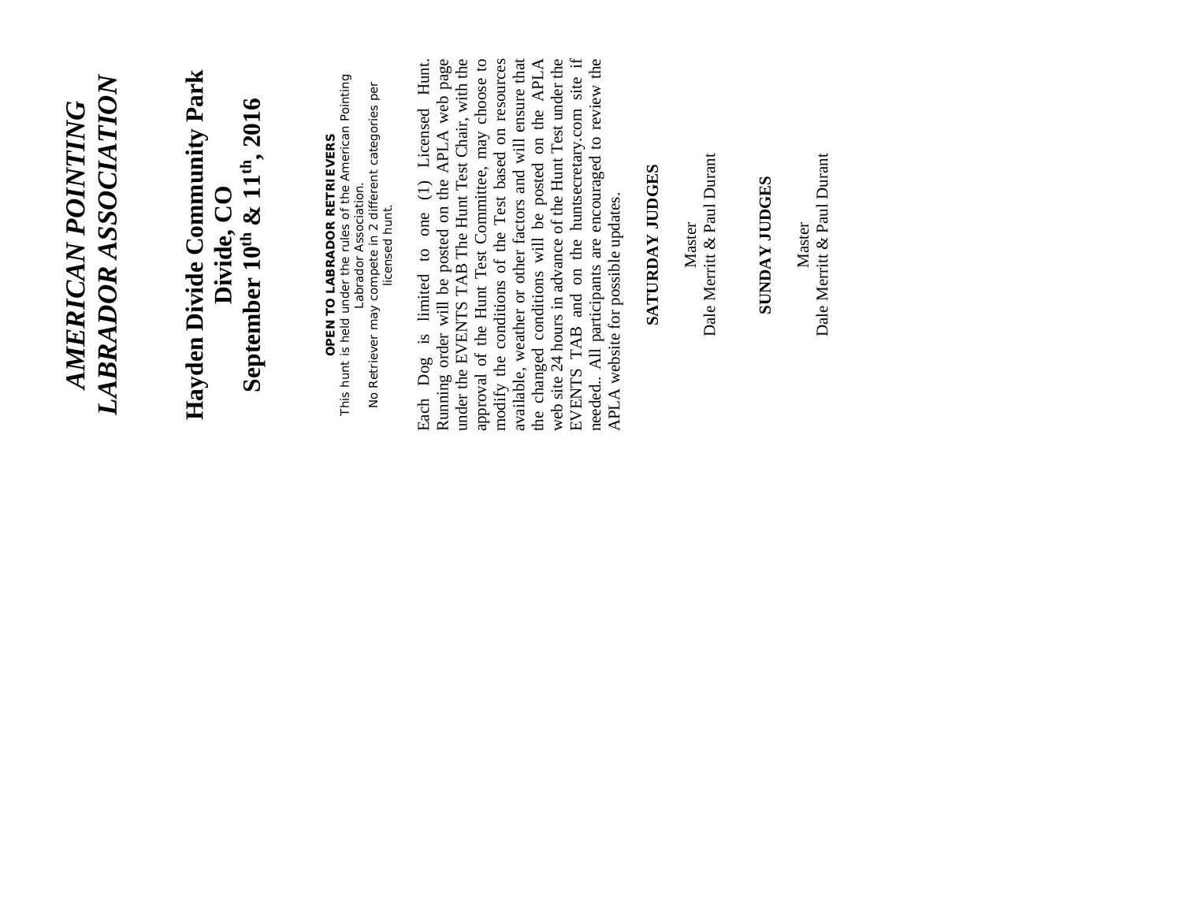# *AMERICAN POINTING LABRADOR ASSOCIATION*

## Hayden Divide Community Park
## Divide, CO
## September 10th & 11th, 2016

**OPEN TO LABRADOR RETRIEVERS**

This hunt is held under the rules of the American Pointing Labrador Association.

No Retriever may compete in 2 different categories per licensed hunt.

Each Dog is limited to one (1) Licensed Hunt. Running order will be posted on the APLA web page under the EVENTS TAB The Hunt Test Chair, with the approval of the Hunt Test Committee, may choose to modify the conditions of the Test based on resources available, weather or other factors and will ensure that the changed conditions will be posted on the APLA web site 24 hours in advance of the Hunt Test under the EVENTS TAB and on the huntsecretary.com site if needed. All participants are encouraged to review the APLA website for possible updates.

**SATURDAY JUDGES**

Master
Dale Merritt & Paul Durant

**SUNDAY JUDGES**

Master
Dale Merritt & Paul Durant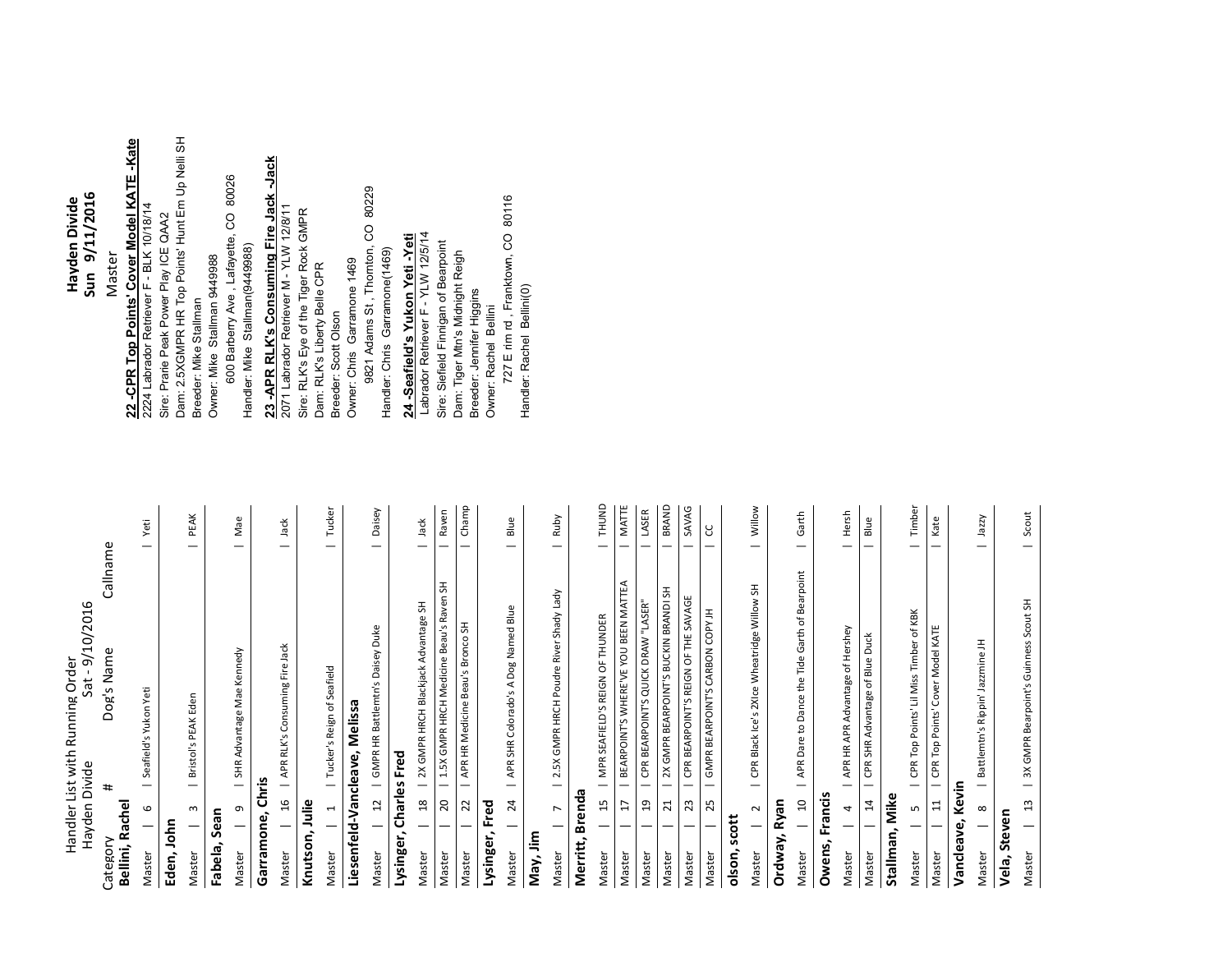# Handler List with Running Order

Hayden Divide Sat - 9/10/2016

| Category | # | Dog's Name | Callname |
|---|---|---|---|
| **Bellini, Rachel** | | | |
| Master | 6 | Seafield's Yukon Yeti | Yeti |
| **Eden, John** | | | |
| Master | 3 | Bristol's PEAK Eden | PEAK |
| **Fabela, Sean** | | | |
| Master | 9 | SHR Advantage Mae Kennedy | Mae |
| **Garramone, Chris** | | | |
| Master | 16 | APR RLK's Consuming Fire Jack | Jack |
| **Knutson, Julie** | | | |
| Master | 1 | Tucker's Reign of Seafield | Tucker |
| **Liesenfeld-Vancleave, Melissa** | | | |
| Master | 12 | GMPR HR Battlemtn's Daisey Duke | Daisey |
| **Lysinger, Charles Fred** | | | |
| Master | 18 | 2X GMPR HRCH Blackjack Advantage SH | Jack |
| Master | 20 | 1.5X GMPR HRCH Medicine Beau's Raven SH | Raven |
| Master | 22 | APR HR Medicine Beau's Bronco SH | Champ |
| **Lysinger, Fred** | | | |
| Master | 24 | APR SHR Colorado's A Dog Named Blue | Blue |
| **May, Jim** | | | |
| Master | 7 | 2.5X GMPR HRCH Poudre River Shady Lady | Ruby |
| **Merritt, Brenda** | | | |
| Master | 15 | MPR SEAFIELD'S REIGN OF THUNDER | THUND |
| Master | 17 | BEARPOINT'S WHERE'VE YOU BEEN MATTEA | MATTE |
| Master | 19 | CPR BEARPOINT'S QUICK DRAW "LASER" | LASER |
| Master | 21 | 2X GMPR BEARPOINT'S BUCKIN BRANDI SH | BRAND |
| Master | 23 | CPR BEARPOINT'S REIGN OF THE SAVAGE | SAVAG |
| Master | 25 | GMPR BEARPOINT'S CARBON COPY JH | CC |
| **olson, scott** | | | |
| Master | 2 | CPR Black Ice's 2XIce Wheatridge Willow SH | Willow |
| **Ordway, Ryan** | | | |
| Master | 10 | APR Dare to Dance the Tide Garth of Bearpoint | Garth |
| **Owens, Francis** | | | |
| Master | 4 | APR HR APR Advantage of Hershey | Hersh |
| Master | 14 | CPR SHR Advantage of Blue Duck | Blue |
| **Stallman, Mike** | | | |
| Master | 5 | CPR Top Points' Lil Miss Timber of KBK | Timber |
| Master | 11 | CPR Top Points' Cover Model KATE | Kate |
| **Vancleave, Kevin** | | | |
| Master | 8 | Battlemtn's Rippin' Jazzmine JH | Jazzy |
| **Vela, Steven** | | | |
| Master | 13 | 3X GMPR Bearpoint's Guinness Scout SH | Scout |

# Hayden Divide

## Sun 9/11/2016

Master

**22 -CPR Top Points' Cover Model KATE -Kate**
2224 Labrador Retriever F - BLK 10/18/14
Sire: Prarie Peak Power Play ICE QAA2
Dam: 2.5XGMPR HR Top Points' Hunt Em Up Nelli SH
Breeder: Mike Stallman
Owner: Mike Stallman 9449988
600 Barberry Ave , Lafayette, CO 80026
Handler: Mike Stallman(9449988)

**23 -APR RLK's Consuming Fire Jack -Jack**
2071 Labrador Retriever M - YLW 12/8/11
Sire: RLK's Eye of the Tiger Rock GMPR
Dam: RLK's Liberty Belle CPR
Breeder: Scott Olson
Owner: Chris Garramone 1469
9821 Adams St , Thornton, CO 80229
Handler: Chris Garramone(1469)

**24 -Seafield's Yukon Yeti -Yeti**
Labrador Retriever F - YLW 12/5/14
Sire: Siefield Finnigan of Bearpoint
Dam: Tiger Mtn's Midnight Reigh
Breeder: Jennifer Higgins
Owner: Rachel Bellini
727 E rim rd , Franktown, CO 80116
Handler: Rachel Bellini(0)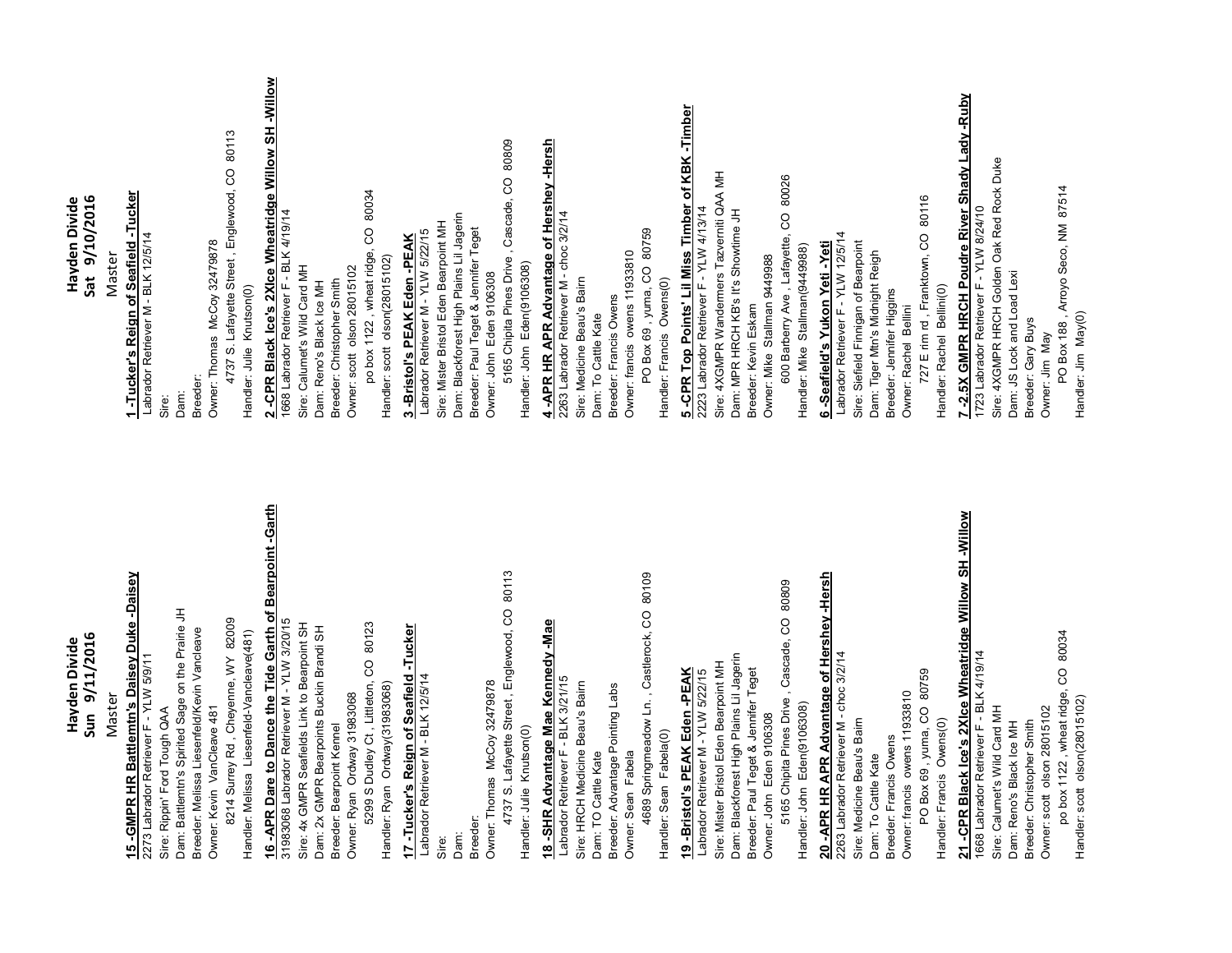# Hayden Divide
## Sun 9/11/2016
### Master

**15 -GMPR HR Battlemtn's Daisey Duke -Daisey**
2273 Labrador Retriever F - YLW 5/9/11
Sire: Rippin' Ford Tough QAA
Dam: Battlemtn's Spirited Sage on the Prairie JH
Breeder: Melissa Liesenfeld/Kevin Vancleave
Owner: Kevin VanCleave 481
8214 Surrey Rd , Cheyenne, WY 82009
Handler: Melissa Liesenfeld-Vancleave(481)

**16 -APR Dare to Dance the Tide Garth of Bearpoint -Garth**
31983068 Labrador Retriever M - YLW 3/20/15
Sire: 4x GMPR Seafields Link to Bearpoint SH
Dam: 2x GMPR Bearpoints Buckin Brandi SH
Breeder: Bearpoint Kennel
Owner: Ryan Ordway 31983068
5299 S Dudley Ct , Littleton, CO 80123
Handler: Ryan Ordway(31983068)

**17 -Tucker's Reign of Seafield -Tucker**
Labrador Retriever M - BLK 12/5/14
Sire:
Dam:
Breeder:
Owner: Thomas McCoy 32479878
4737 S. Lafayette Street , Englewood, CO 80113
Handler: Julie Knutson(0)

**18 -SHR Advantage Mae Kennedy -Mae**
Labrador Retriever F - BLK 3/21/15
Sire: HRCH Medicine Beau's Bairn
Dam: TO Cattle Kate
Breeder: Advantage Pointing Labs
Owner: Sean Fabela
4689 Springmeadow Ln. , Castlerock, CO 80109
Handler: Sean Fabela(0)

**19 -Bristol's PEAK Eden -PEAK**
Labrador Retriever M - YLW 5/22/15
Sire: Mister Bristol Eden Bearpoint MH
Dam: Blackforest High Plains Lil Jagerin
Breeder: Paul Teget & Jennifer Teget
Owner: John Eden 9106308
5165 Chipita Pines Drive , Cascade, CO 80809
Handler: John Eden(9106308)

**20 -APR HR APR Advantage of Hershey -Hersh**
2263 Labrador Retriever M - choc 3/2/14
Sire: Medicine Beau's Baim
Dam: To Cattle Kate
Breeder: Francis Owens
Owner: francis owens 11933810
PO Box 69 , yuma, CO 80759
Handler: Francis Owens(0)

**21 -CPR Black Ice's 2XIce Wheatridge Willow SH -Willow**
1668 Labrador Retriever F - BLK 4/19/14
Sire: Calumet's Wild Card MH
Dam: Reno's Black Ice MH
Breeder: Christopher Smith
Owner: scott olson 28015102
po box 1122 , wheat ridge, CO 80034
Handler: scott olson(28015102)

# Hayden Divide
## Sat 9/10/2016
### Master

**1 -Tucker's Reign of Seafield -Tucker**
Labrador Retriever M - BLK 12/5/14
Sire:
Dam:
Breeder:
Owner: Thomas McCoy 32479878
4737 S. Lafayette Street , Englewood, CO 80113
Handler: Julie Knutson(0)

**2 -CPR Black Ice's 2XIce Wheatridge Willow SH -Willow**
1668 Labrador Retriever F - BLK 4/19/14
Sire: Calumet's Wild Card MH
Dam: Reno's Black Ice MH
Breeder: Christopher Smith
Owner: scott olson 28015102
po box 1122 , wheat ridge, CO 80034
Handler: scott olson(28015102)

**3 -Bristol's PEAK Eden -PEAK**
Labrador Retriever M - YLW 5/22/15
Sire: Mister Bristol Eden Bearpoint MH
Dam: Blackforest High Plains Lil Jagerin
Breeder: Paul Teget & Jennifer Teget
Owner: John Eden 9106308
5165 Chipita Pines Drive , Cascade, CO 80809
Handler: John Eden(9106308)

**4 -APR HR APR Advantage of Hershey -Hersh**
2263 Labrador Retriever M - choc 3/2/14
Sire: Medicine Beau's Bairn
Dam: To Cattle Kate
Breeder: Francis Owens
Owner: francis owens 11933810
PO Box 69 , yuma, CO 80759
Handler: Francis Owens(0)

**5 -CPR Top Points' Lil Miss Timber of KBK -Timber**
2223 Labrador Retriever F - YLW 4/13/14
Sire: 4XGMPR Wandermers Tazverniti QAA MH
Dam: MPR HRCH KB's It's Showtime JH
Breeder: Kevin Eskam
Owner: Mike Stallman 9449988
600 Barberry Ave , Lafayette, CO 80026
Handler: Mike Stallman(9449988)

**6 -Seafield's Yukon Yeti -Yeti**
Labrador Retriever F - YLW 12/5/14
Sire: Siefield Finnigan of Bearpoint
Dam: Tiger Mtn's Midnight Reigh
Breeder: Jennifer Higgins
Owner: Rachel Bellini
727 E rim rd , Franktown, CO 80116
Handler: Rachel Bellini(0)

**7 -2.5X GMPR HRCH Poudre River Shady Lady -Ruby**
1723 Labrador Retriever F - YLW 8/24/10
Sire: 4XGMPR HRCH Golden Oak Red Rock Duke
Dam: JS Lock and Load Lexi
Breeder: Gary Buys
Owner: Jim May
PO Box 188 , Arroyo Seco, NM 87514
Handler: Jim May(0)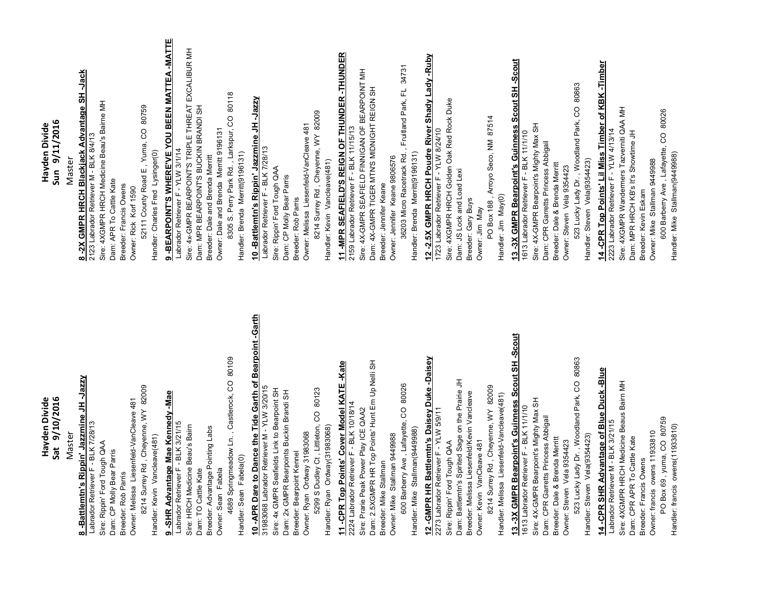# Hayden Divide
## Sat 9/10/2016
### Master

**8 -Battlemtn's Rippin' Jazzmine JH -Jazzy**
Labrador Retriever F - BLK 7/28/13
Sire: Rippin' Ford Tough QAA
Dam: CP Molly Bear Parris
Breeder: Rob Parris
Owner: Melissa Liesenfeld-VanCleave 481
8214 Surrey Rd , Cheyenne, WY 82009
Handler: Kevin Vancleave(481)

**9 -SHR Advantage Mae Kennedy -Mae**
Labrador Retriever F - BLK 3/21/15
Sire: HRCH Medicine Beau's Bairn
Dam: TO Cattle Kate
Breeder: Advantage Pointing Labs
Owner: Sean Fabela
4689 Springmeadow Ln. , Castlerock, CO 80109
Handler: Sean Fabela(0)

**10 -APR Dare to Dance the Tide Garth of Bearpoint -Garth**
31983068 Labrador Retriever M - YLW 3/20/15
Sire: 4x GMPR Seafields Link to Bearpoint SH
Dam: 2x GMPR Bearpoints Buckin Brandi SH
Breeder: Bearpoint Kennel
Owner: Ryan Ordway 31983068
5299 S Dudley Ct , Littleton, CO 80123
Handler: Ryan Ordway(31983068)

**11 -CPR Top Points' Cover Model KATE -Kate**
2224 Labrador Retriever F - BLK 10/18/14
Sire: Prarie Peak Power Play ICE QAA2
Dam: 2.5XGMPR HR Top Points' Hunt Em Up Nelli SH
Breeder: Mike Stallman
Owner: Mike Stallman 9449988
600 Barberry Ave , Lafayette, CO 80026
Handler: Mike Stallman(9449988)

**12 -GMPR HR Battlemtn's Daisey Duke -Daisey**
2273 Labrador Retriever F - YLW 5/9/11
Sire: Rippin' Ford Tough QAA
Dam: Battlemtn's Spirited Sage on the Prairie JH
Breeder: Melissa Liesenfeld/Kevin Vancleave
Owner: Kevin VanCleave 481
8214 Surrey Rd , Cheyenne, WY 82009
Handler: Melissa Liesenfeld-Vancleave(481)

**13 -3X GMPR Bearpoint's Guinness Scout SH -Scout**
1613 Labrador Retriever F - BLK 11/1/10
Sire: 4X-GMPR Bearpoint's Mighty Max SH
Dam: CPR Garretts Princess Abbigail
Breeder: Dale & Brenda Merritt
Owner: Steven Vela 9354423
523 Lucky Lady Dr. , Woodland Park, CO 80863
Handler: Steven Vela(9354423)

**14 -CPR SHR Advantage of Blue Duck -Blue**
Labrador Retriever M - BLK 3/21/15
Sire: 4XGMPR HRCH Medicine Beaus Bairn MH
Dam: CPR APR To Cattle Kate
Breeder: Francis Owens
Owner: francis owens 11933810
PO Box 69 , yuma, CO 80759
Handler: francis owens(11933810)

# Hayden Divide
## Sun 9/11/2016
### Master

**8 -2X GMPR HRCH Blackjack Advantage SH -Jack**
2123 Labrador Retriever M - BLK 8/4/13
Sire: 4XGMPR HRCH Medicine Beau's Bairne MH
Dam: APR To Cattle Kate
Breeder: Francis Owens
Owner: Rick Korf 1590
52111 County Road E , Yuma, CO 80759
Handler: Charles Fred Lysinger(0)

**9 -BEARPOINT'S WHERE'VE YOU BEEN MATTEA -MATTE**
Labrador Retriever F - YLW 3/1/14
Sire: 4x-GMPR BEARPOINT'S TRIPLE THREAT EXCALIBUR MH
Dam: MPR BEARPOINT'S BUCKIN BRANDI SH
Breeder: Dale and Brenda Merritt
Owner: Dale and Brenda Merritt 9196131
8305 S. Perry Park Rd. , Larkspur, CO 80118
Handler: Brenda Merritt(9196131)

**10 -Battlemtn's Rippin' Jazzmine JH -Jazzy**
Labrador Retriever F - BLK 7/28/13
Sire: Rippin' Ford Tough QAA
Dam: CP Molly Bear Parris
Breeder: Rob Parris
Owner: Melissa Liesenfeld-VanCleave 481
8214 Surrey Rd , Cheyenne, WY 82009
Handler: Kevin Vancleave(481)

**11 -MPR SEAFIELD'S REIGN OF THUNDER -THUNDER**
2159 Labrador Retriever F - BLK 11/15/13
Sire: 4X-GMPR SEAFIELD FINNIGAN OF BEARPOINT MH
Dam: 4X-GMPR TIGER MTN'S MIDNIGHT REIGN SH
Breeder: Jennifer Keane
Owner: Jennifer Keane 9806576
36203 Micro Racetrack Rd. , Fruitland Park, FL 34731
Handler: Brenda Merritt(9196131)

**12 -2.5X GMPR HRCH Poudre River Shady Lady -Ruby**
1723 Labrador Retriever F - YLW 8/24/10
Sire: 4XGMPR HRCH Golden Oak Red Rock Duke
Dam: JS Lock and Load Lexi
Breeder: Gary Buys
Owner: Jim May
PO Box 188 , Arroyo Seco, NM 87514
Handler: Jim May(0)

**13 -3X GMPR Bearpoint's Guinness Scout SH -Scout**
1613 Labrador Retriever F - BLK 11/1/10
Sire: 4X-GMPR Bearpoint's Mighty Max SH
Dam: CPR Garretts Princess Abbigail
Breeder: Dale & Brenda Merritt
Owner: Steven Vela 9354423
523 Lucky Lady Dr. , Woodland Park, CO 80863
Handler: Steven Vela(9354423)

**14 -CPR Top Points' Lil Miss Timber of KBK -Timber**
2223 Labrador Retriever F - YLW 4/13/14
Sire: 4XGMPR Wandermers Tazverniti QAA MH
Dam: MPR HRCH KB's It's Showtime JH
Breeder: Kevin Eskam
Owner: Mike Stallman 9449988
600 Barberry Ave , Lafayette, CO 80026
Handler: Mike Stallman(9449988)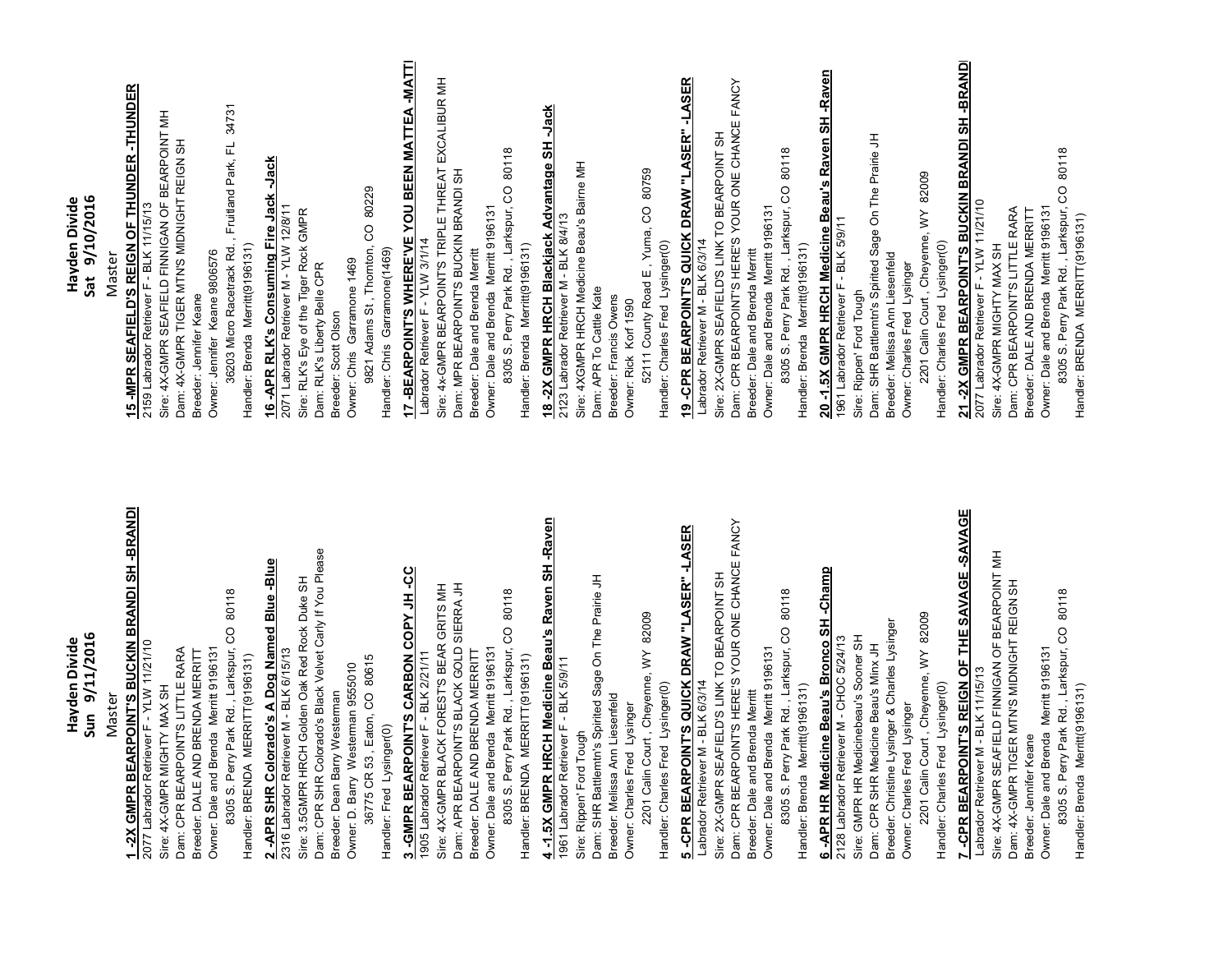# Hayden Divide
## Sun 9/11/2016
### Master

**1 -2X GMPR BEARPOINT'S BUCKIN BRANDI SH -BRANDI**
2077 Labrador Retriever F - YLW 11/21/10
Sire: 4X-GMPR MIGHTY MAX SH
Dam: CPR BEARPOINT'S LITTLE RARA
Breeder: DALE AND BRENDA MERRITT
Owner: Dale and Brenda Merritt 9196131
8305 S. Perry Park Rd., Larkspur, CO 80118
Handler: BRENDA MERRITT(9196131)

**2 -APR SHR Colorado's A Dog Named Blue -Blue**
2316 Labrador Retriever M - BLK 6/15/13
Sire: 3.5GMPR HRCH Golden Oak Red Rock Duke SH
Dam: CPR SHR Colorado's Black Velvet Carly If You Please
Breeder: Dean Barry Westerman
Owner: D. Barry Westerman 9555010
36775 CR 53, Eaton, CO 80615
Handler: Fred Lysinger(0)

**3 -GMPR BEARPOINT'S CARBON COPY JH -CC**
1905 Labrador Retriever F - BLK 2/21/11
Sire: 4X-GMPR BLACK FOREST'S BEAR GRITS MH
Dam: APR BEARPOINT'S BLACK GOLD SIERRA JH
Breeder: DALE AND BRENDA MERRITT
Owner: Dale and Brenda Merritt 9196131
8305 S. Perry Park Rd., Larkspur, CO 80118
Handler: BRENDA MERRITT(9196131)

**4 -1.5X GMPR HRCH Medicine Beau's Raven SH -Raven**
1961 Labrador Retriever F - BLK 5/9/11
Sire: Rippen' Ford Tough
Dam: SHR Battlemtn's Spirited Sage On The Prairie JH
Breeder: Melissa Ann Liesenfeld
Owner: Charles Fred Lysinger
2201 Calin Court, Cheyenne, WY 82009
Handler: Charles Fred Lysinger(0)

**5 -CPR BEARPOINT'S QUICK DRAW "LASER" -LASER**
Labrador Retriever M - BLK 6/3/14
Sire: 2X-GMPR SEAFIELD'S LINK TO BEARPOINT SH
Dam: CPR BEARPOINT'S HERE'S YOUR ONE CHANCE FANCY
Breeder: Dale and Brenda Merritt
Owner: Dale and Brenda Merritt 9196131
8305 S. Perry Park Rd., Larkspur, CO 80118
Handler: Brenda Merritt(9196131)

**6 -APR HR Medicine Beau's Bronco SH -Champ**
2128 Labrador Retriever M - CHOC 5/24/13
Sire: GMPR HR Medicinebeau's Sooner SH
Dam: CPR SHR Medicine Beau's Minx JH
Breeder: Christine Lysinger & Charles Lysinger
Owner: Charles Fred Lysinger
2201 Calin Court, Cheyenne, WY 82009
Handler: Charles Fred Lysinger(0)

**7 -CPR BEARPOINT'S REIGN OF THE SAVAGE -SAVAGE**
Labrador Retriever M - BLK 11/15/13
Sire: 4X-GMPR SEAFIELD FINNIGAN OF BEARPOINT MH
Dam: 4X-GMPR TIGER MTN'S MIDNIGHT REIGN SH
Breeder: Jennifer Keane
Owner: Dale and Brenda Merritt 9196131
8305 S. Perry Park Rd., Larkspur, CO 80118
Handler: Brenda Merritt(9196131)

# Hayden Divide
## Sat 9/10/2016
### Master

**15 -MPR SEAFIELD'S REIGN OF THUNDER -THUNDER**
2159 Labrador Retriever F - BLK 11/15/13
Sire: 4X-GMPR SEAFIELD FINNIGAN OF BEARPOINT MH
Dam: 4X-GMPR TIGER MTN'S MIDNIGHT REIGN SH
Breeder: Jennifer Keane
Owner: Jennifer Keane 9806576
36203 Micro Racetrack Rd., Fruitland Park, FL 34731
Handler: Brenda Merritt(9196131)

**16 -APR RLK's Consuming Fire Jack -Jack**
2071 Labrador Retriever M - YLW 12/8/11
Sire: RLK's Eye of the Tiger Rock GMPR
Dam: RLK's Liberty Belle CPR
Breeder: Scott Olson
Owner: Chris Garramone 1469
9821 Adams St, Thornton, CO 80229
Handler: Chris Garramone(1469)

**17 -BEARPOINT'S WHERE'VE YOU BEEN MATTEA -MATTI**
Labrador Retriever F - YLW 3/1/14
Sire: 4x-GMPR BEARPOINT'S TRIPLE THREAT EXCALIBUR MH
Dam: MPR BEARPOINT'S BUCKIN BRANDI SH
Breeder: Dale and Brenda Merritt
Owner: Dale and Brenda Merritt 9196131
8305 S. Perry Park Rd., Larkspur, CO 80118
Handler: Brenda Merritt(9196131)

**18 -2X GMPR HRCH Blackjack Advantage SH -Jack**
2123 Labrador Retriever M - BLK 8/4/13
Sire: 4XGMPR HRCH Medicine Beau's Bairne MH
Dam: APR To Cattle Kate
Breeder: Francis Owens
Owner: Rick Korf 1590
52111 County Road E, Yuma, CO 80759
Handler: Charles Fred Lysinger(0)

**19 -CPR BEARPOINT'S QUICK DRAW "LASER" -LASER**
Labrador Retriever M - BLK 6/3/14
Sire: 2X-GMPR SEAFIELD'S LINK TO BEARPOINT SH
Dam: CPR BEARPOINT'S HERE'S YOUR ONE CHANCE FANCY
Breeder: Dale and Brenda Merritt
Owner: Dale and Brenda Merritt 9196131
8305 S. Perry Park Rd., Larkspur, CO 80118
Handler: Brenda Merritt(9196131)

**20 -1.5X GMPR HRCH Medicine Beau's Raven SH -Raven**
1961 Labrador Retriever F - BLK 5/9/11
Sire: Rippen' Ford Tough
Dam: SHR Battlemtn's Spirited Sage On The Prairie JH
Breeder: Melissa Ann Liesenfeld
Owner: Charles Fred Lysinger
2201 Calin Court, Cheyenne, WY 82009
Handler: Charles Fred Lysinger(0)

**21 -2X GMPR BEARPOINT'S BUCKIN BRANDI SH -BRANDI**
2077 Labrador Retriever F - YLW 11/21/10
Sire: 4X-GMPR MIGHTY MAX SH
Dam: CPR BEARPOINT'S LITTLE RARA
Breeder: DALE AND BRENDA MERRITT
Owner: Dale and Brenda Merritt 9196131
8305 S. Perry Park Rd., Larkspur, CO 80118
Handler: BRENDA MERRITT(9196131)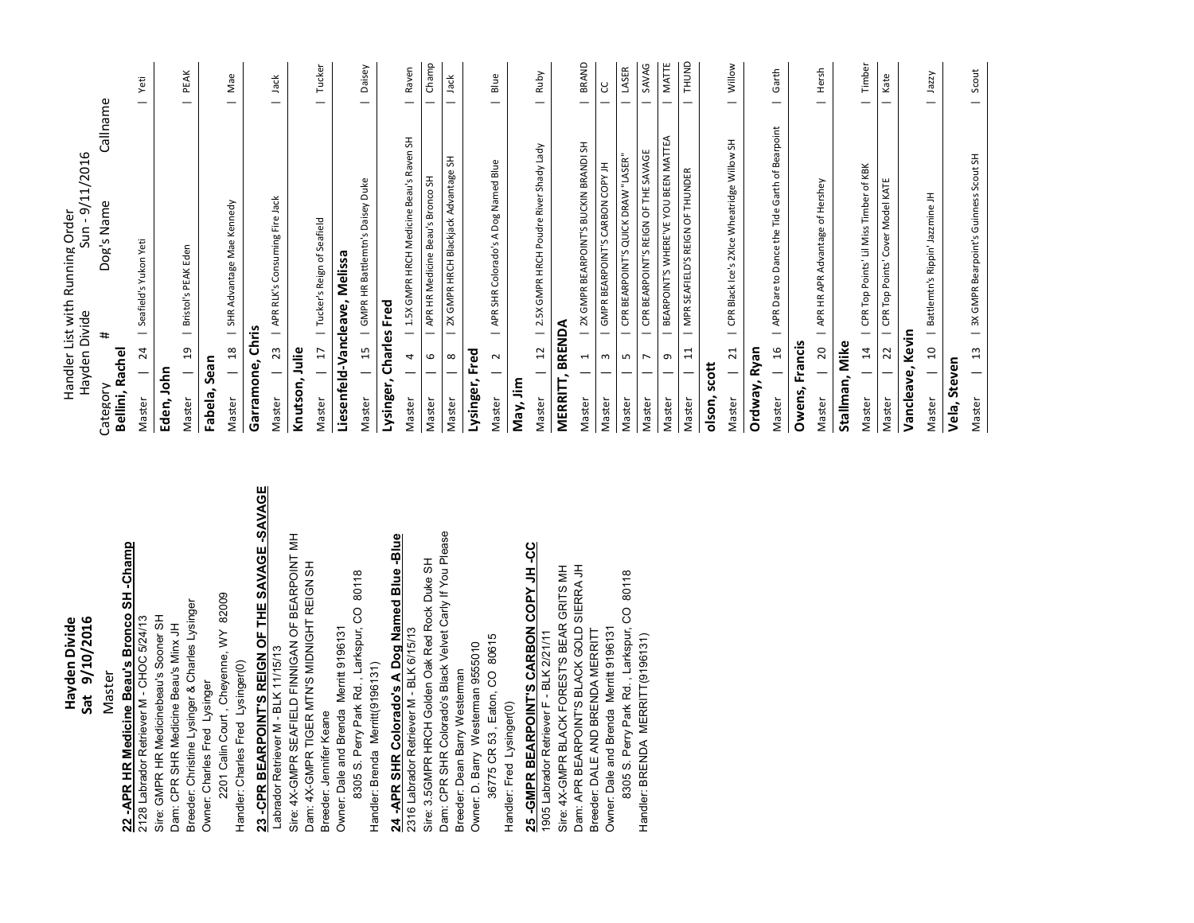# Hayden Divide

## Sat 9/10/2016

Master

**22 -APR HR Medicine Beau's Bronco SH -Champ**
2128 Labrador Retriever M - CHOC 5/24/13
Sire: GMPR HR Medicinebeau's Sooner SH
Dam: CPR SHR Medicine Beau's Minx JH
Breeder: Christine Lysinger & Charles Lysinger
Owner: Charles Fred Lysinger
2201 Calin Court , Cheyenne, WY 82009
Handler: Charles Fred Lysinger(0)

**23 -CPR BEARPOINT'S REIGN OF THE SAVAGE -SAVAGE**
Labrador Retriever M - BLK 11/15/13
Sire: 4X-GMPR SEAFIELD FINNIGAN OF BEARPOINT MH
Dam: 4X-GMPR TIGER MTN'S MIDNIGHT REIGN SH
Breeder: Jennifer Keane
Owner: Dale and Brenda Merritt 9196131
8305 S. Perry Park Rd. , Larkspur, CO 80118
Handler: Brenda Merritt(9196131)

**24 -APR SHR Colorado's A Dog Named Blue -Blue**
2316 Labrador Retriever M - BLK 6/15/13
Sire: 3.5GMPR HRCH Golden Oak Red Rock Duke SH
Dam: CPR SHR Colorado's Black Velvet Carly If You Please
Breeder: Dean Barry Westerman
Owner: D. Barry Westerman 9555010
36775 CR 53 , Eaton, CO 80615
Handler: Fred Lysinger(0)

**25 -GMPR BEARPOINT'S CARBON COPY JH -CC**
1905 Labrador Retriever F - BLK 2/21/11
Sire: 4X-GMPR BLACK FOREST'S BEAR GRITS MH
Dam: APR BEARPOINT'S BLACK GOLD SIERRA JH
Breeder: DALE AND BRENDA MERRITT
Owner: Dale and Brenda Merritt 9196131
8305 S. Perry Park Rd. , Larkspur, CO 80118
Handler: BRENDA MERRITT(9196131)

# Handler List with Running Order

Hayden Divide Sun - 9/11/2016

| Category | # | Dog's Name | Callname |
|---|---|---|---|
| **Bellini, Rachel** | | | |
| Master | 24 | Seafield's Yukon Yeti | Yeti |
| **Eden, John** | | | |
| Master | 19 | Bristol's PEAK Eden | PEAK |
| **Fabela, Sean** | | | |
| Master | 18 | SHR Advantage Mae Kennedy | Mae |
| **Garramone, Chris** | | | |
| Master | 23 | APR RLK's Consuming Fire Jack | Jack |
| **Knutson, Julie** | | | |
| Master | 17 | Tucker's Reign of Seafield | Tucker |
| **Liesenfeld-Vancleave, Melissa** | | | |
| Master | 15 | GMPR HR Battlemtn's Daisey Duke | Daisey |
| **Lysinger, Charles Fred** | | | |
| Master | 4 | 1.5X GMPR HRCH Medicine Beau's Raven SH | Raven |
| Master | 6 | APR HR Medicine Beau's Bronco SH | Champ |
| Master | 8 | 2X GMPR HRCH Blackjack Advantage SH | Jack |
| **Lysinger, Fred** | | | |
| Master | 2 | APR SHR Colorado's A Dog Named Blue | Blue |
| **May, Jim** | | | |
| Master | 12 | 2.5X GMPR HRCH Poudre River Shady Lady | Ruby |
| **MERRITT, BRENDA** | | | |
| Master | 1 | 2X GMPR BEARPOINT'S BUCKIN BRANDI SH | BRAND |
| Master | 3 | GMPR BEARPOINT'S CARBON COPY JH | CC |
| Master | 5 | CPR BEARPOINT'S QUICK DRAW "LASER" | LASER |
| Master | 7 | CPR BEARPOINT'S REIGN OF THE SAVAGE | SAVAG |
| Master | 9 | BEARPOINT'S WHERE'VE YOU BEEN MATTEA | MATTE |
| Master | 11 | MPR SEAFIELD'S REIGN OF THUNDER | THUND |
| **olson, scott** | | | |
| Master | 21 | CPR Black Ice's 2XIce Wheatridge Willow SH | Willow |
| **Ordway, Ryan** | | | |
| Master | 16 | APR Dare to Dance the Tide Garth of Bearpoint | Garth |
| **Owens, Francis** | | | |
| Master | 20 | APR HR APR Advantage of Hershey | Hersh |
| **Stallman, Mike** | | | |
| Master | 14 | CPR Top Points' Lil Miss Timber of KBK | Timber |
| Master | 22 | CPR Top Points' Cover Model KATE | Kate |
| **Vancleave, Kevin** | | | |
| Master | 10 | Battlemtn's Rippin' Jazzmine JH | Jazzy |
| **Vela, Steven** | | | |
| Master | 13 | 3X GMPR Bearpoint's Guinness Scout SH | Scout |